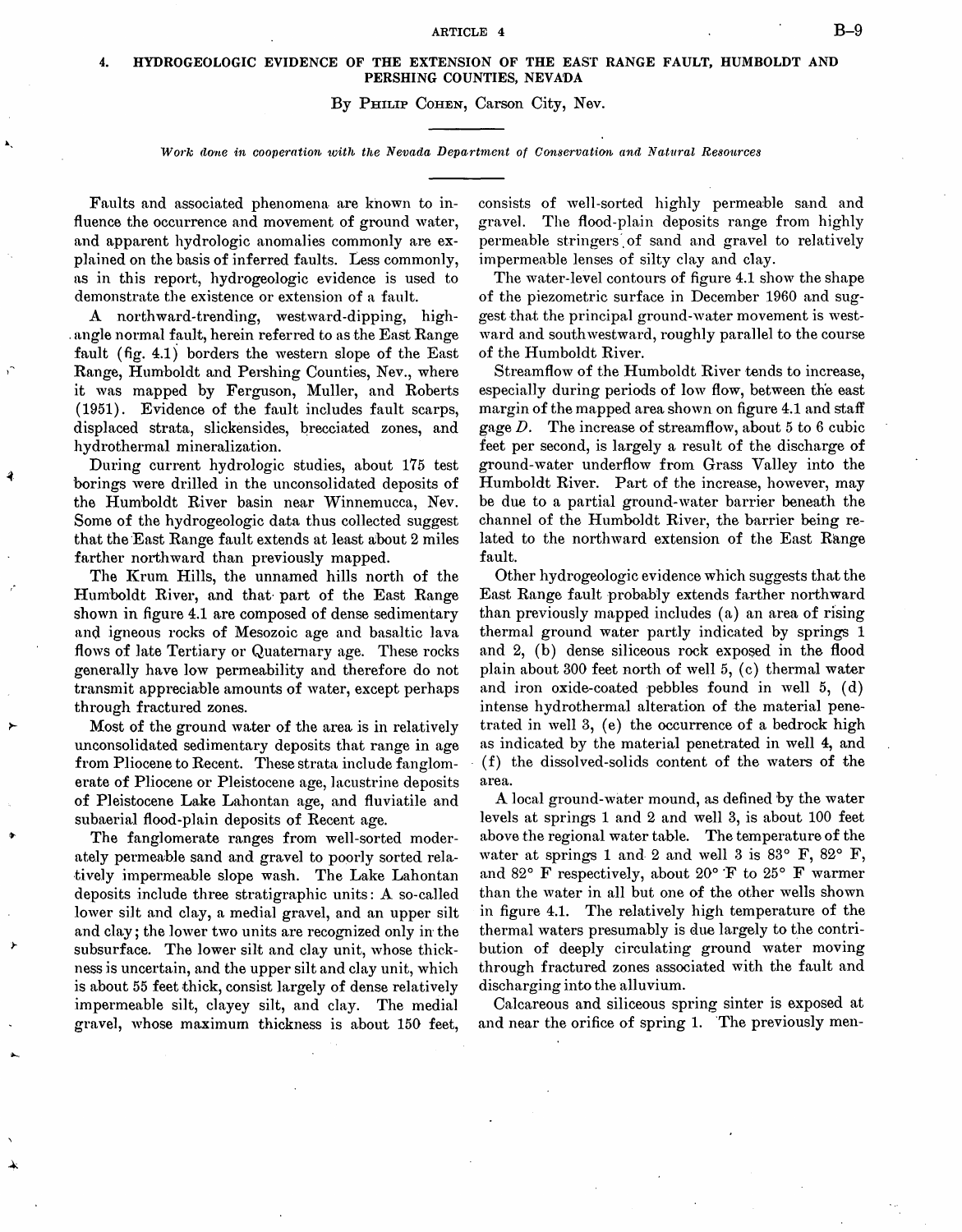## 4. HYDROGEOLOGIC EVIDENCE OF THE EXTENSION OF THE EAST RANGE FAULT, HUMBOLDT AND PERSHING COUNTIES, NEVADA

By PHILIP COHEN, Carson City, Nev.

*Work done in cooperation with the Nevada Department of Conservation and Natural Resources*

Faults and associated phenomena are known to influence the occurrence and movement of ground water, and apparent hydrologic anomalies commonly are explained on the basis of inferred faults. Less commonly, as in this report, hydrogeologic evidence is used to demonstrate the existence or extension of a fault.

A northward-trending, westward-dipping, high-angle normal fault, herein referred to as the East Range fault (fig. 4.1) borders the western slope of the East Range, Humboldt and Pershing Counties, Nev., where it was mapped by Ferguson, Muller, and Roberts (1951). Evidence of the fault includes fault scarps, displaced strata, slickensides, brecciated zones, and hydrothermal mineralization.

During current hydrologic studies, about 175 test borings were drilled in the unconsolidated deposits of the Humboldt River basin near Winnemucca, Nev. Some of the hydrogeologic data thus collected suggest that the East Range fault extends at least about 2 miles farther northward than previously mapped.

The Krum Hills, the unnamed hills north of the Humboldt River, and that part of the East Range shown in figure 4.1 are composed of dense sedimentary and igneous rocks of Mesozoic age and basaltic lava flows of late Tertiary or Quaternary age. These rocks generally have low permeability and therefore do not transmit appreciable amounts of water, except perhaps through fractured zones.

Most of the ground water of the area is in relatively unconsolidated sedimentary deposits that range in age from Pliocene to Recent. These strata include fanglomerate of Pliocene or Pleistocene age, lacustrine deposits of Pleistocene Lake Lahontan age, and fluviatile and subaerial flood-plain deposits of Recent age.

The fanglomerate ranges from well-sorted moderately permeable sand and gravel to poorly sorted relatively impermeable slope wash. The Lake Lahontan deposits include three stratigraphic units: A so-called lower silt and clay, a medial gravel, and an upper silt and clay; the lower two units are recognized only in the subsurface. The lower silt and clay unit, whose thickness is uncertain, and the upper silt and clay unit, which is about 55 feet thick, consist largely of dense relatively impermeable silt, clayey silt, and clay. The medial gravel, whose maximum thickness is about 150 feet, consists of well-sorted highly permeable sand and gravel. The flood-plain deposits range from highly permeable stringers of sand and gravel to relatively impermeable lenses of silty clay and clay.

The water-level contours of figure 4.1 show the shape of the piezometric surface in December 1960 and suggest that the principal ground-water movement is westward and southwestward, roughly parallel to the course of the Humboldt River.

Streamflow of the Humboldt River tends to increase, especially during periods of low flow, between the east margin of the mapped area shown on figure 4.1 and staff gage *D*. The increase of streamflow, about 5 to 6 cubic feet per second, is largely a result of the discharge of ground-water underflow from Grass Valley into the Humboldt River. Part of the increase, however, may be due to a partial ground-water barrier beneath the channel of the Humboldt River, the barrier being related to the northward extension of the East Range fault.

Other hydrogeologic evidence which suggests that the East Range fault probably extends farther northward than previously mapped includes (a) an area of rising thermal ground water partly indicated by springs 1 and 2, (b) dense siliceous rock exposed in the flood plain about 300 feet north of well 5, (c) thermal water and iron oxide-coated pebbles found in well 5, (d) intense hydrothermal alteration of the material penetrated in well 3, (e) the occurrence of a bedrock high as indicated by the material penetrated in well 4, and (f) the dissolved-solids content of the waters of the area.

A local ground-water mound, as defined by the water levels at springs 1 and 2 and well 3, is about 100 feet above the regional water table. The temperature of the water at springs 1 and 2 and well 3 is 83° F, 82° F, and 82° F respectively, about 20° F to 25° F warmer than the water in all but one of the other wells shown in figure 4.1. The relatively high temperature of the thermal waters presumably is due largely to the contribution of deeply circulating ground water moving through fractured zones associated with the fault and discharging into the alluvium.

Calcareous and siliceous spring sinter is exposed at and near the orifice of spring 1. The previously men-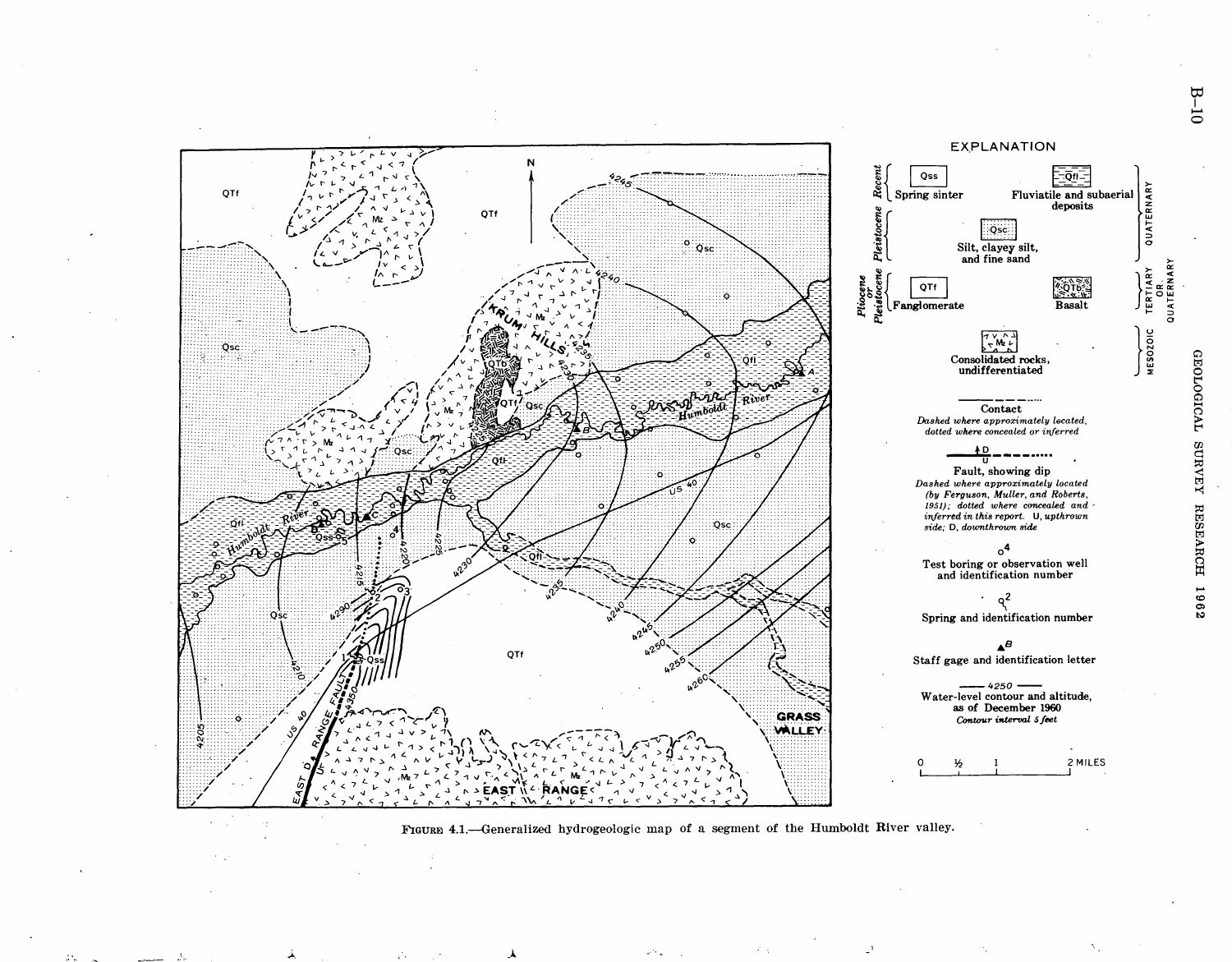EXPLANATION

Recent
- Qss — Spring sinter
- Qfl — Fluviatile and subaerial deposits

Pleistocene
- Qsc — Silt, clayey silt, and fine sand

QUATERNARY

Pliocene or Pleistocene
- QTf — Fanglomerate
- QTb — Basalt

TERTIARY OR QUATERNARY

- Mz — Consolidated rocks, undifferentiated

MESOZOIC

Contact
*Dashed where approximately located, dotted where concealed or inferred*

Fault, showing dip
*Dashed where approximately located (by Ferguson, Muller, and Roberts, 1951); dotted where concealed and inferred in this report.* U, upthrown side; D, downthrown side

Test boring or observation well and identification number

Spring and identification number

Staff gage and identification letter

Water-level contour and altitude, as of December 1960
*Contour interval 5 feet*

0 ½ 1 2 MILES

QTf
Mz
Qsc
QTf
N
4245
4240
Qsc
KRUM HILLS
QTb
QTf
Qsc
4235
4230
Qfl
Humboldt River
A
B
Mz
Qsc
Qfl
Humboldt River
Qss
C
4215
4220
4225
US 40
Qsc
Qfl
4230
4235
4240
4245
4250
4255
4260
4290
4210
4205
4350
Qss
QTf
US 40
EAST RANGE FAULT
U
D
Mz
Mz
EAST RANGE
GRASS VALLEY

FIGURE 4.1.—Generalized hydrogeologic map of a segment of the Humboldt River valley.